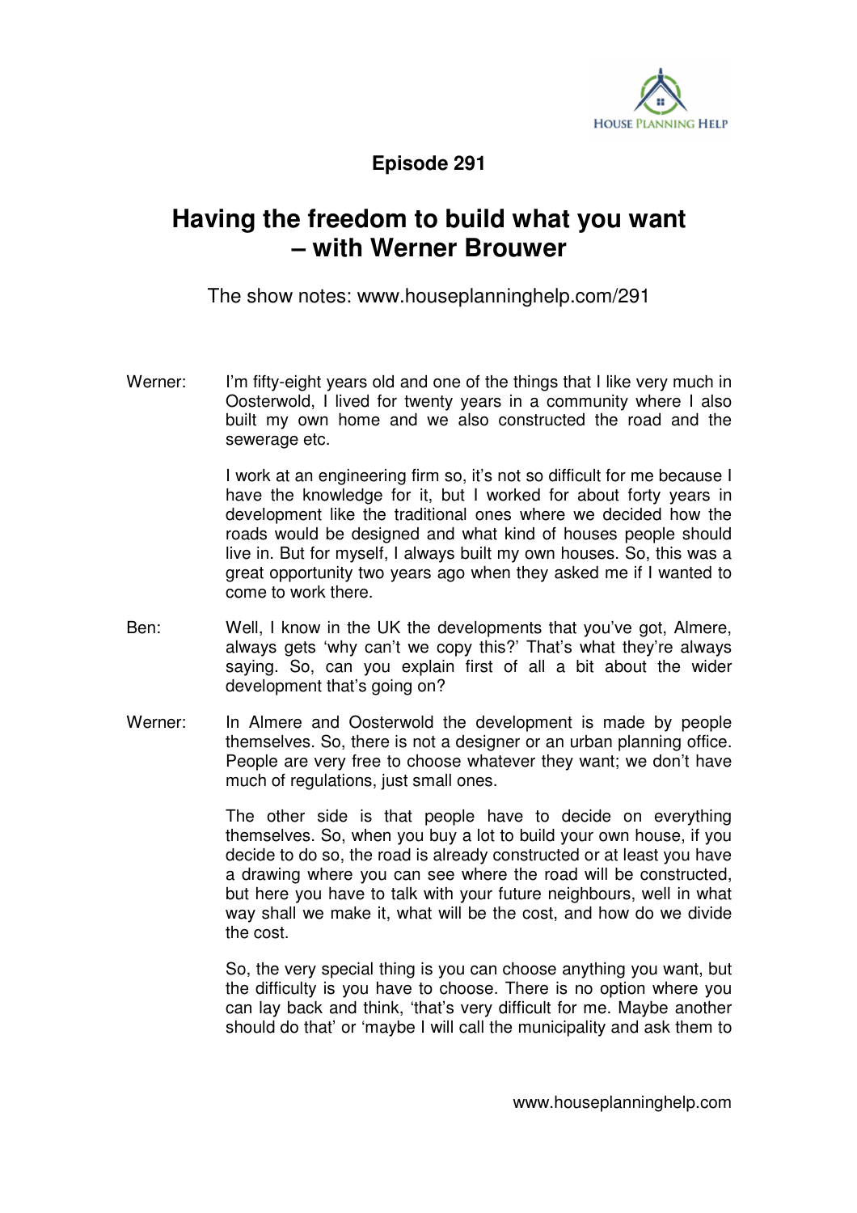**Episode 291**

# Having the freedom to build what you want – with Werner Brouwer

The show notes: www.houseplanninghelp.com/291

Werner: I'm fifty-eight years old and one of the things that I like very much in Oosterwold, I lived for twenty years in a community where I also built my own home and we also constructed the road and the sewerage etc.

I work at an engineering firm so, it's not so difficult for me because I have the knowledge for it, but I worked for about forty years in development like the traditional ones where we decided how the roads would be designed and what kind of houses people should live in. But for myself, I always built my own houses. So, this was a great opportunity two years ago when they asked me if I wanted to come to work there.

Ben: Well, I know in the UK the developments that you've got, Almere, always gets 'why can't we copy this?' That's what they're always saying. So, can you explain first of all a bit about the wider development that's going on?

Werner: In Almere and Oosterwold the development is made by people themselves. So, there is not a designer or an urban planning office. People are very free to choose whatever they want; we don't have much of regulations, just small ones.

The other side is that people have to decide on everything themselves. So, when you buy a lot to build your own house, if you decide to do so, the road is already constructed or at least you have a drawing where you can see where the road will be constructed, but here you have to talk with your future neighbours, well in what way shall we make it, what will be the cost, and how do we divide the cost.

So, the very special thing is you can choose anything you want, but the difficulty is you have to choose. There is no option where you can lay back and think, 'that's very difficult for me. Maybe another should do that' or 'maybe I will call the municipality and ask them to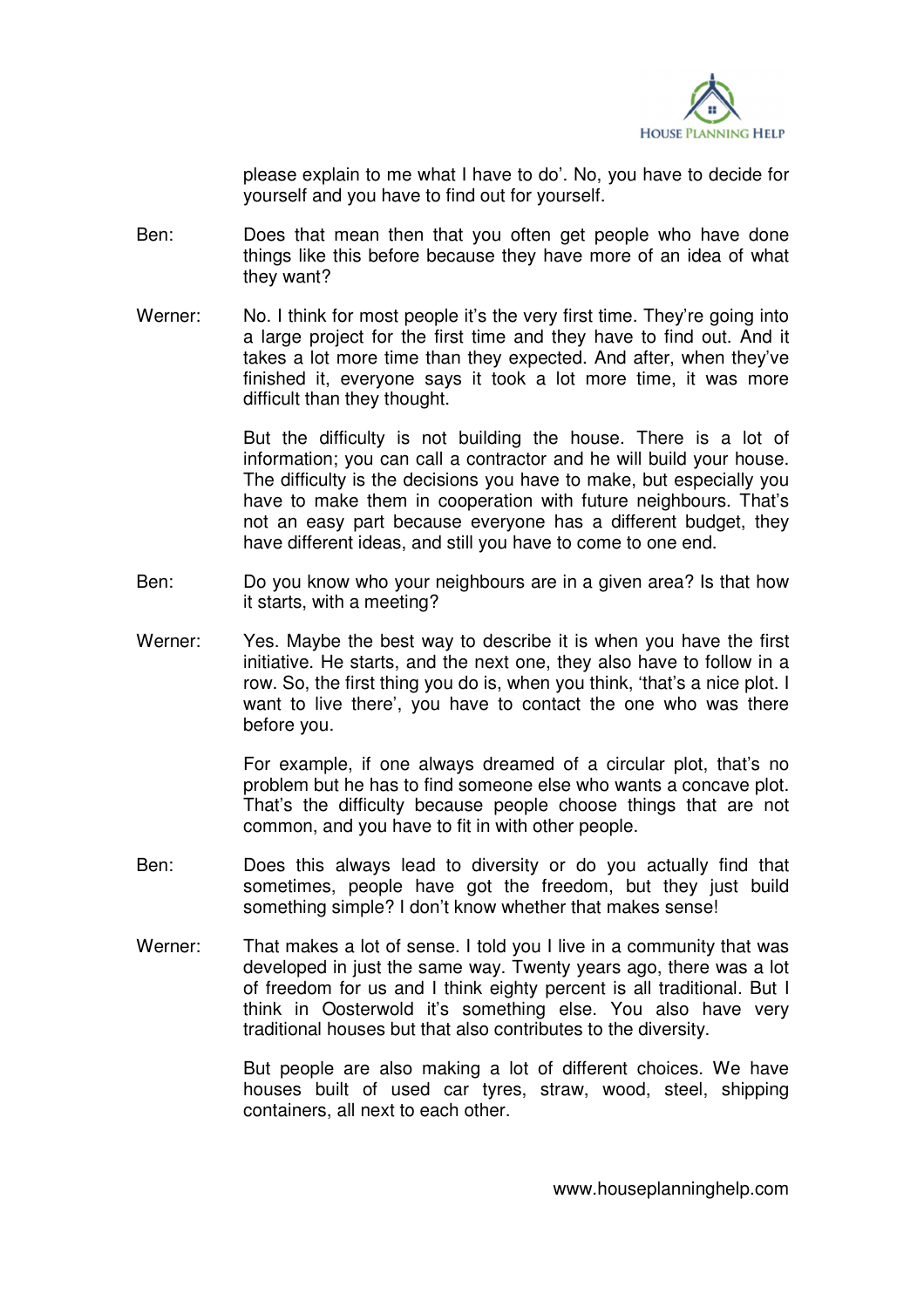please explain to me what I have to do'. No, you have to decide for yourself and you have to find out for yourself.

Ben: Does that mean then that you often get people who have done things like this before because they have more of an idea of what they want?

Werner: No. I think for most people it's the very first time. They're going into a large project for the first time and they have to find out. And it takes a lot more time than they expected. And after, when they've finished it, everyone says it took a lot more time, it was more difficult than they thought.

But the difficulty is not building the house. There is a lot of information; you can call a contractor and he will build your house. The difficulty is the decisions you have to make, but especially you have to make them in cooperation with future neighbours. That's not an easy part because everyone has a different budget, they have different ideas, and still you have to come to one end.

Ben: Do you know who your neighbours are in a given area? Is that how it starts, with a meeting?

Werner: Yes. Maybe the best way to describe it is when you have the first initiative. He starts, and the next one, they also have to follow in a row. So, the first thing you do is, when you think, 'that's a nice plot. I want to live there', you have to contact the one who was there before you.

For example, if one always dreamed of a circular plot, that's no problem but he has to find someone else who wants a concave plot. That's the difficulty because people choose things that are not common, and you have to fit in with other people.

Ben: Does this always lead to diversity or do you actually find that sometimes, people have got the freedom, but they just build something simple? I don't know whether that makes sense!

Werner: That makes a lot of sense. I told you I live in a community that was developed in just the same way. Twenty years ago, there was a lot of freedom for us and I think eighty percent is all traditional. But I think in Oosterwold it's something else. You also have very traditional houses but that also contributes to the diversity.

But people are also making a lot of different choices. We have houses built of used car tyres, straw, wood, steel, shipping containers, all next to each other.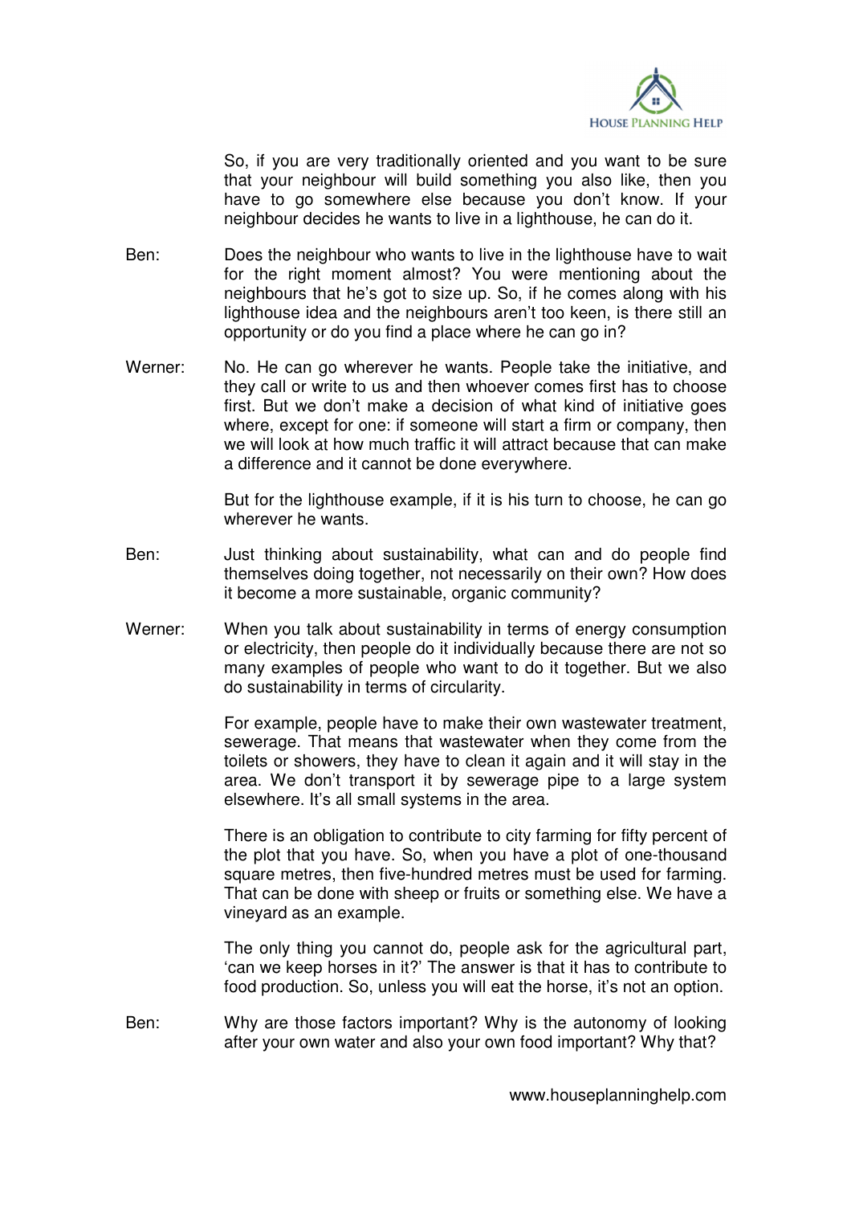So, if you are very traditionally oriented and you want to be sure that your neighbour will build something you also like, then you have to go somewhere else because you don't know. If your neighbour decides he wants to live in a lighthouse, he can do it.

Ben: Does the neighbour who wants to live in the lighthouse have to wait for the right moment almost? You were mentioning about the neighbours that he's got to size up. So, if he comes along with his lighthouse idea and the neighbours aren't too keen, is there still an opportunity or do you find a place where he can go in?

Werner: No. He can go wherever he wants. People take the initiative, and they call or write to us and then whoever comes first has to choose first. But we don't make a decision of what kind of initiative goes where, except for one: if someone will start a firm or company, then we will look at how much traffic it will attract because that can make a difference and it cannot be done everywhere.

But for the lighthouse example, if it is his turn to choose, he can go wherever he wants.

Ben: Just thinking about sustainability, what can and do people find themselves doing together, not necessarily on their own? How does it become a more sustainable, organic community?

Werner: When you talk about sustainability in terms of energy consumption or electricity, then people do it individually because there are not so many examples of people who want to do it together. But we also do sustainability in terms of circularity.

For example, people have to make their own wastewater treatment, sewerage. That means that wastewater when they come from the toilets or showers, they have to clean it again and it will stay in the area. We don't transport it by sewerage pipe to a large system elsewhere. It's all small systems in the area.

There is an obligation to contribute to city farming for fifty percent of the plot that you have. So, when you have a plot of one-thousand square metres, then five-hundred metres must be used for farming. That can be done with sheep or fruits or something else. We have a vineyard as an example.

The only thing you cannot do, people ask for the agricultural part, 'can we keep horses in it?' The answer is that it has to contribute to food production. So, unless you will eat the horse, it's not an option.

Ben: Why are those factors important? Why is the autonomy of looking after your own water and also your own food important? Why that?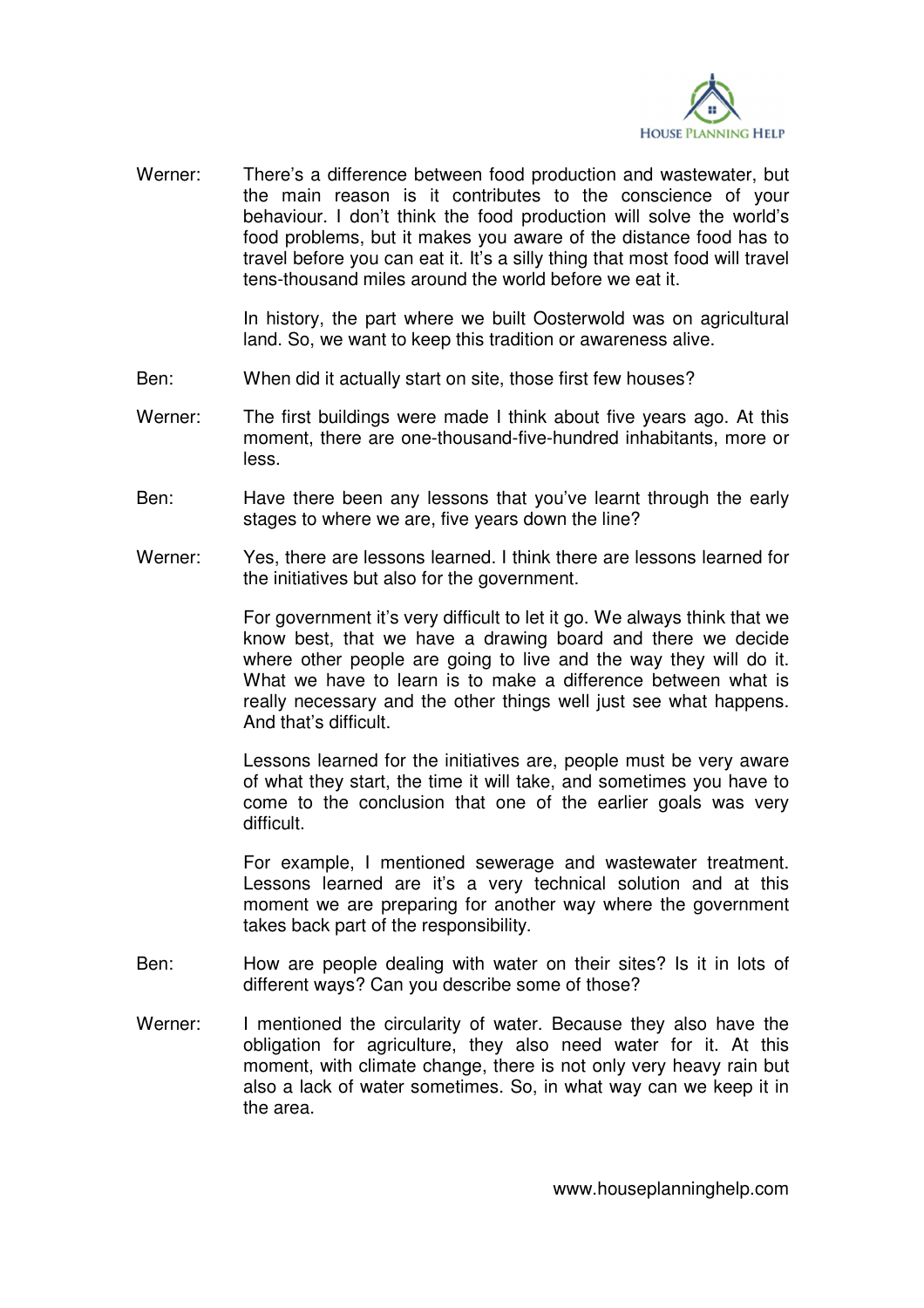Werner: There's a difference between food production and wastewater, but the main reason is it contributes to the conscience of your behaviour. I don't think the food production will solve the world's food problems, but it makes you aware of the distance food has to travel before you can eat it. It's a silly thing that most food will travel tens-thousand miles around the world before we eat it.

In history, the part where we built Oosterwold was on agricultural land. So, we want to keep this tradition or awareness alive.

Ben: When did it actually start on site, those first few houses?

Werner: The first buildings were made I think about five years ago. At this moment, there are one-thousand-five-hundred inhabitants, more or less.

Ben: Have there been any lessons that you've learnt through the early stages to where we are, five years down the line?

Werner: Yes, there are lessons learned. I think there are lessons learned for the initiatives but also for the government.

For government it's very difficult to let it go. We always think that we know best, that we have a drawing board and there we decide where other people are going to live and the way they will do it. What we have to learn is to make a difference between what is really necessary and the other things well just see what happens. And that's difficult.

Lessons learned for the initiatives are, people must be very aware of what they start, the time it will take, and sometimes you have to come to the conclusion that one of the earlier goals was very difficult.

For example, I mentioned sewerage and wastewater treatment. Lessons learned are it's a very technical solution and at this moment we are preparing for another way where the government takes back part of the responsibility.

Ben: How are people dealing with water on their sites? Is it in lots of different ways? Can you describe some of those?

Werner: I mentioned the circularity of water. Because they also have the obligation for agriculture, they also need water for it. At this moment, with climate change, there is not only very heavy rain but also a lack of water sometimes. So, in what way can we keep it in the area.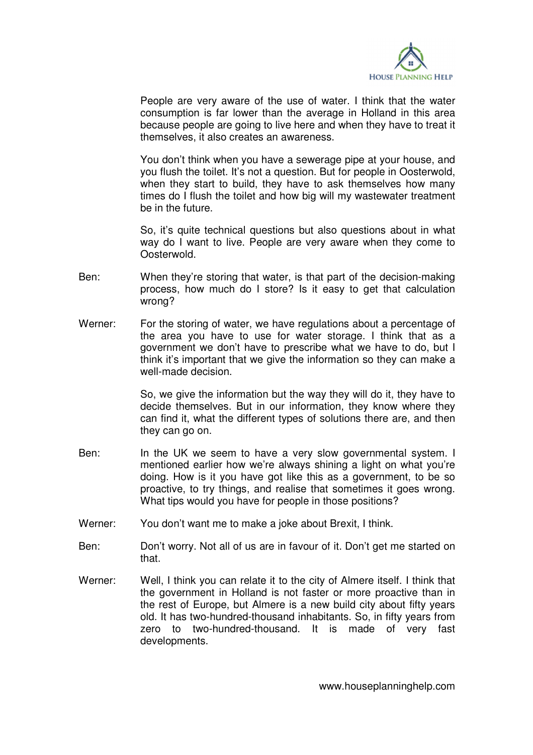People are very aware of the use of water. I think that the water consumption is far lower than the average in Holland in this area because people are going to live here and when they have to treat it themselves, it also creates an awareness.

You don't think when you have a sewerage pipe at your house, and you flush the toilet. It's not a question. But for people in Oosterwold, when they start to build, they have to ask themselves how many times do I flush the toilet and how big will my wastewater treatment be in the future.

So, it's quite technical questions but also questions about in what way do I want to live. People are very aware when they come to Oosterwold.

Ben: When they're storing that water, is that part of the decision-making process, how much do I store? Is it easy to get that calculation wrong?

Werner: For the storing of water, we have regulations about a percentage of the area you have to use for water storage. I think that as a government we don't have to prescribe what we have to do, but I think it's important that we give the information so they can make a well-made decision.

So, we give the information but the way they will do it, they have to decide themselves. But in our information, they know where they can find it, what the different types of solutions there are, and then they can go on.

Ben: In the UK we seem to have a very slow governmental system. I mentioned earlier how we're always shining a light on what you're doing. How is it you have got like this as a government, to be so proactive, to try things, and realise that sometimes it goes wrong. What tips would you have for people in those positions?

Werner: You don't want me to make a joke about Brexit, I think.

Ben: Don't worry. Not all of us are in favour of it. Don't get me started on that.

Werner: Well, I think you can relate it to the city of Almere itself. I think that the government in Holland is not faster or more proactive than in the rest of Europe, but Almere is a new build city about fifty years old. It has two-hundred-thousand inhabitants. So, in fifty years from zero to two-hundred-thousand. It is made of very fast developments.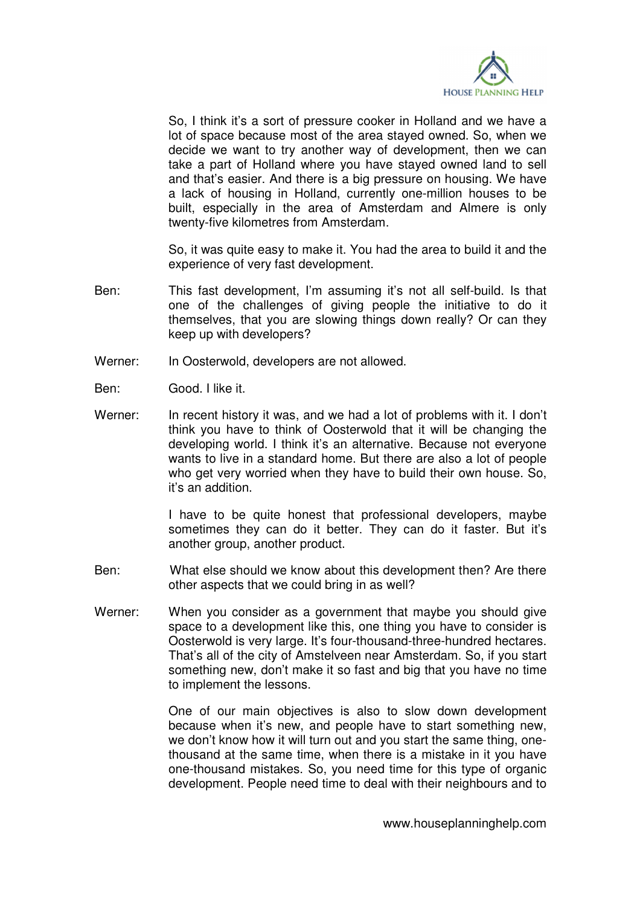So, I think it's a sort of pressure cooker in Holland and we have a lot of space because most of the area stayed owned. So, when we decide we want to try another way of development, then we can take a part of Holland where you have stayed owned land to sell and that's easier. And there is a big pressure on housing. We have a lack of housing in Holland, currently one-million houses to be built, especially in the area of Amsterdam and Almere is only twenty-five kilometres from Amsterdam.

So, it was quite easy to make it. You had the area to build it and the experience of very fast development.

Ben: This fast development, I'm assuming it's not all self-build. Is that one of the challenges of giving people the initiative to do it themselves, that you are slowing things down really? Or can they keep up with developers?

Werner: In Oosterwold, developers are not allowed.

Ben: Good. I like it.

Werner: In recent history it was, and we had a lot of problems with it. I don't think you have to think of Oosterwold that it will be changing the developing world. I think it's an alternative. Because not everyone wants to live in a standard home. But there are also a lot of people who get very worried when they have to build their own house. So, it's an addition.

I have to be quite honest that professional developers, maybe sometimes they can do it better. They can do it faster. But it's another group, another product.

Ben: What else should we know about this development then? Are there other aspects that we could bring in as well?

Werner: When you consider as a government that maybe you should give space to a development like this, one thing you have to consider is Oosterwold is very large. It's four-thousand-three-hundred hectares. That's all of the city of Amstelveen near Amsterdam. So, if you start something new, don't make it so fast and big that you have no time to implement the lessons.

One of our main objectives is also to slow down development because when it's new, and people have to start something new, we don't know how it will turn out and you start the same thing, one-thousand at the same time, when there is a mistake in it you have one-thousand mistakes. So, you need time for this type of organic development. People need time to deal with their neighbours and to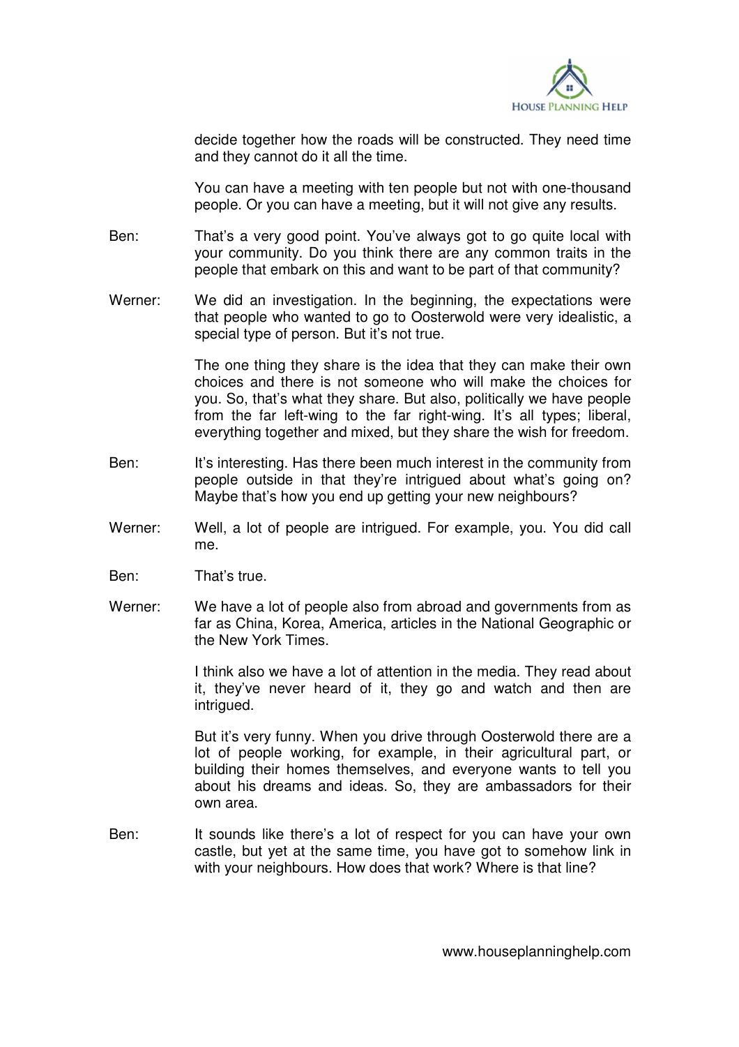decide together how the roads will be constructed. They need time and they cannot do it all the time.

You can have a meeting with ten people but not with one-thousand people. Or you can have a meeting, but it will not give any results.

Ben: That's a very good point. You've always got to go quite local with your community. Do you think there are any common traits in the people that embark on this and want to be part of that community?

Werner: We did an investigation. In the beginning, the expectations were that people who wanted to go to Oosterwold were very idealistic, a special type of person. But it's not true.

The one thing they share is the idea that they can make their own choices and there is not someone who will make the choices for you. So, that's what they share. But also, politically we have people from the far left-wing to the far right-wing. It's all types; liberal, everything together and mixed, but they share the wish for freedom.

Ben: It's interesting. Has there been much interest in the community from people outside in that they're intrigued about what's going on? Maybe that's how you end up getting your new neighbours?

Werner: Well, a lot of people are intrigued. For example, you. You did call me.

Ben: That's true.

Werner: We have a lot of people also from abroad and governments from as far as China, Korea, America, articles in the National Geographic or the New York Times.

I think also we have a lot of attention in the media. They read about it, they've never heard of it, they go and watch and then are intrigued.

But it's very funny. When you drive through Oosterwold there are a lot of people working, for example, in their agricultural part, or building their homes themselves, and everyone wants to tell you about his dreams and ideas. So, they are ambassadors for their own area.

Ben: It sounds like there's a lot of respect for you can have your own castle, but yet at the same time, you have got to somehow link in with your neighbours. How does that work? Where is that line?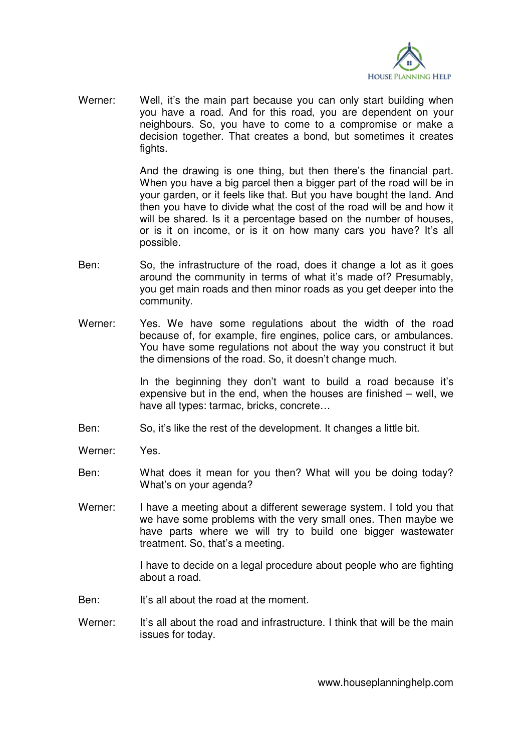Werner: Well, it's the main part because you can only start building when you have a road. And for this road, you are dependent on your neighbours. So, you have to come to a compromise or make a decision together. That creates a bond, but sometimes it creates fights.

And the drawing is one thing, but then there's the financial part. When you have a big parcel then a bigger part of the road will be in your garden, or it feels like that. But you have bought the land. And then you have to divide what the cost of the road will be and how it will be shared. Is it a percentage based on the number of houses, or is it on income, or is it on how many cars you have? It's all possible.

Ben: So, the infrastructure of the road, does it change a lot as it goes around the community in terms of what it's made of? Presumably, you get main roads and then minor roads as you get deeper into the community.

Werner: Yes. We have some regulations about the width of the road because of, for example, fire engines, police cars, or ambulances. You have some regulations not about the way you construct it but the dimensions of the road. So, it doesn't change much.

In the beginning they don't want to build a road because it's expensive but in the end, when the houses are finished – well, we have all types: tarmac, bricks, concrete…

Ben: So, it's like the rest of the development. It changes a little bit.

Werner: Yes.

Ben: What does it mean for you then? What will you be doing today? What's on your agenda?

Werner: I have a meeting about a different sewerage system. I told you that we have some problems with the very small ones. Then maybe we have parts where we will try to build one bigger wastewater treatment. So, that's a meeting.

I have to decide on a legal procedure about people who are fighting about a road.

Ben: It's all about the road at the moment.

Werner: It's all about the road and infrastructure. I think that will be the main issues for today.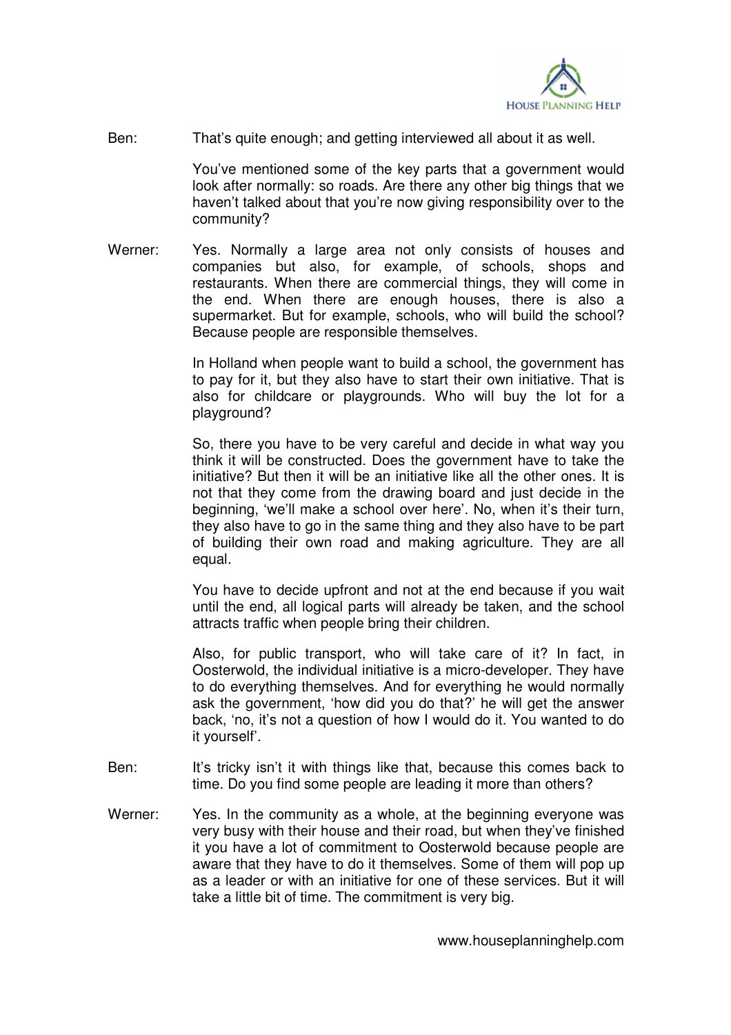Ben: That's quite enough; and getting interviewed all about it as well.

You've mentioned some of the key parts that a government would look after normally: so roads. Are there any other big things that we haven't talked about that you're now giving responsibility over to the community?

Werner: Yes. Normally a large area not only consists of houses and companies but also, for example, of schools, shops and restaurants. When there are commercial things, they will come in the end. When there are enough houses, there is also a supermarket. But for example, schools, who will build the school? Because people are responsible themselves.

In Holland when people want to build a school, the government has to pay for it, but they also have to start their own initiative. That is also for childcare or playgrounds. Who will buy the lot for a playground?

So, there you have to be very careful and decide in what way you think it will be constructed. Does the government have to take the initiative? But then it will be an initiative like all the other ones. It is not that they come from the drawing board and just decide in the beginning, 'we'll make a school over here'. No, when it's their turn, they also have to go in the same thing and they also have to be part of building their own road and making agriculture. They are all equal.

You have to decide upfront and not at the end because if you wait until the end, all logical parts will already be taken, and the school attracts traffic when people bring their children.

Also, for public transport, who will take care of it? In fact, in Oosterwold, the individual initiative is a micro-developer. They have to do everything themselves. And for everything he would normally ask the government, 'how did you do that?' he will get the answer back, 'no, it's not a question of how I would do it. You wanted to do it yourself'.

Ben: It's tricky isn't it with things like that, because this comes back to time. Do you find some people are leading it more than others?

Werner: Yes. In the community as a whole, at the beginning everyone was very busy with their house and their road, but when they've finished it you have a lot of commitment to Oosterwold because people are aware that they have to do it themselves. Some of them will pop up as a leader or with an initiative for one of these services. But it will take a little bit of time. The commitment is very big.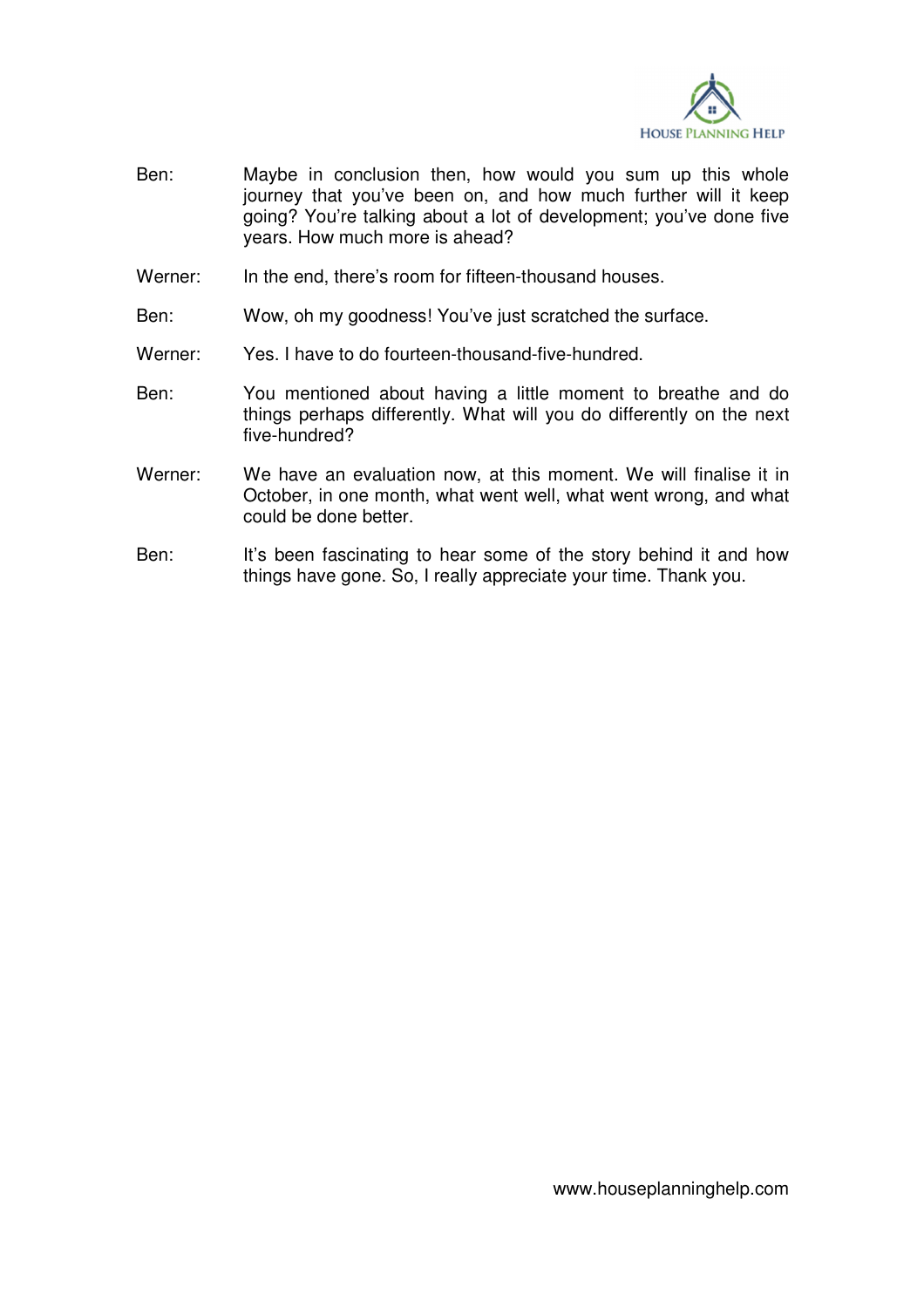Ben: Maybe in conclusion then, how would you sum up this whole journey that you've been on, and how much further will it keep going? You're talking about a lot of development; you've done five years. How much more is ahead?

Werner: In the end, there's room for fifteen-thousand houses.

Ben: Wow, oh my goodness! You've just scratched the surface.

Werner: Yes. I have to do fourteen-thousand-five-hundred.

Ben: You mentioned about having a little moment to breathe and do things perhaps differently. What will you do differently on the next five-hundred?

Werner: We have an evaluation now, at this moment. We will finalise it in October, in one month, what went well, what went wrong, and what could be done better.

Ben: It's been fascinating to hear some of the story behind it and how things have gone. So, I really appreciate your time. Thank you.